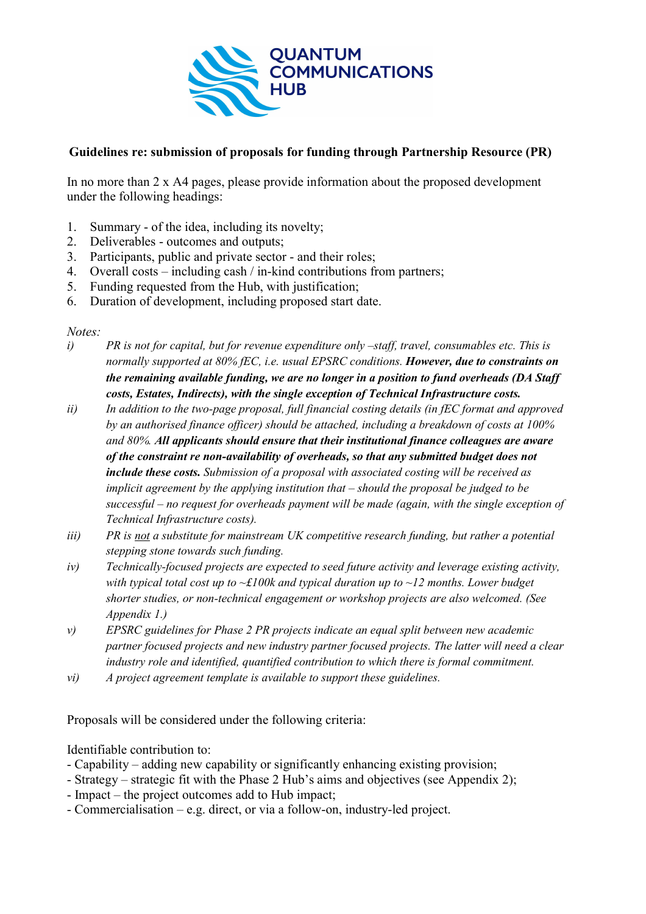QUANTUM COMMUNICATIONS HUB

## Guidelines re: submission of proposals for funding through Partnership Resource (PR)

In no more than 2 x A4 pages, please provide information about the proposed development under the following headings:

1. Summary - of the idea, including its novelty;
2. Deliverables - outcomes and outputs;
3. Participants, public and private sector - and their roles;
4. Overall costs – including cash / in-kind contributions from partners;
5. Funding requested from the Hub, with justification;
6. Duration of development, including proposed start date.

*Notes:*

- *i)* *PR is not for capital, but for revenue expenditure only –staff, travel, consumables etc. This is normally supported at 80% fEC, i.e. usual EPSRC conditions.* ***However, due to constraints on the remaining available funding, we are no longer in a position to fund overheads (DA Staff costs, Estates, Indirects), with the single exception of Technical Infrastructure costs.***
- *ii)* *In addition to the two-page proposal, full financial costing details (in fEC format and approved by an authorised finance officer) should be attached, including a breakdown of costs at 100% and 80%.* ***All applicants should ensure that their institutional finance colleagues are aware of the constraint re non-availability of overheads, so that any submitted budget does not include these costs.*** *Submission of a proposal with associated costing will be received as implicit agreement by the applying institution that – should the proposal be judged to be successful – no request for overheads payment will be made (again, with the single exception of Technical Infrastructure costs).*
- *iii)* *PR is not a substitute for mainstream UK competitive research funding, but rather a potential stepping stone towards such funding.*
- *iv)* *Technically-focused projects are expected to seed future activity and leverage existing activity, with typical total cost up to ~£100k and typical duration up to ~12 months. Lower budget shorter studies, or non-technical engagement or workshop projects are also welcomed. (See Appendix 1.)*
- *v)* *EPSRC guidelines for Phase 2 PR projects indicate an equal split between new academic partner focused projects and new industry partner focused projects. The latter will need a clear industry role and identified, quantified contribution to which there is formal commitment.*
- *vi)* *A project agreement template is available to support these guidelines.*

Proposals will be considered under the following criteria:

Identifiable contribution to:

- Capability – adding new capability or significantly enhancing existing provision;
- Strategy – strategic fit with the Phase 2 Hub's aims and objectives (see Appendix 2);
- Impact – the project outcomes add to Hub impact;
- Commercialisation – e.g. direct, or via a follow-on, industry-led project.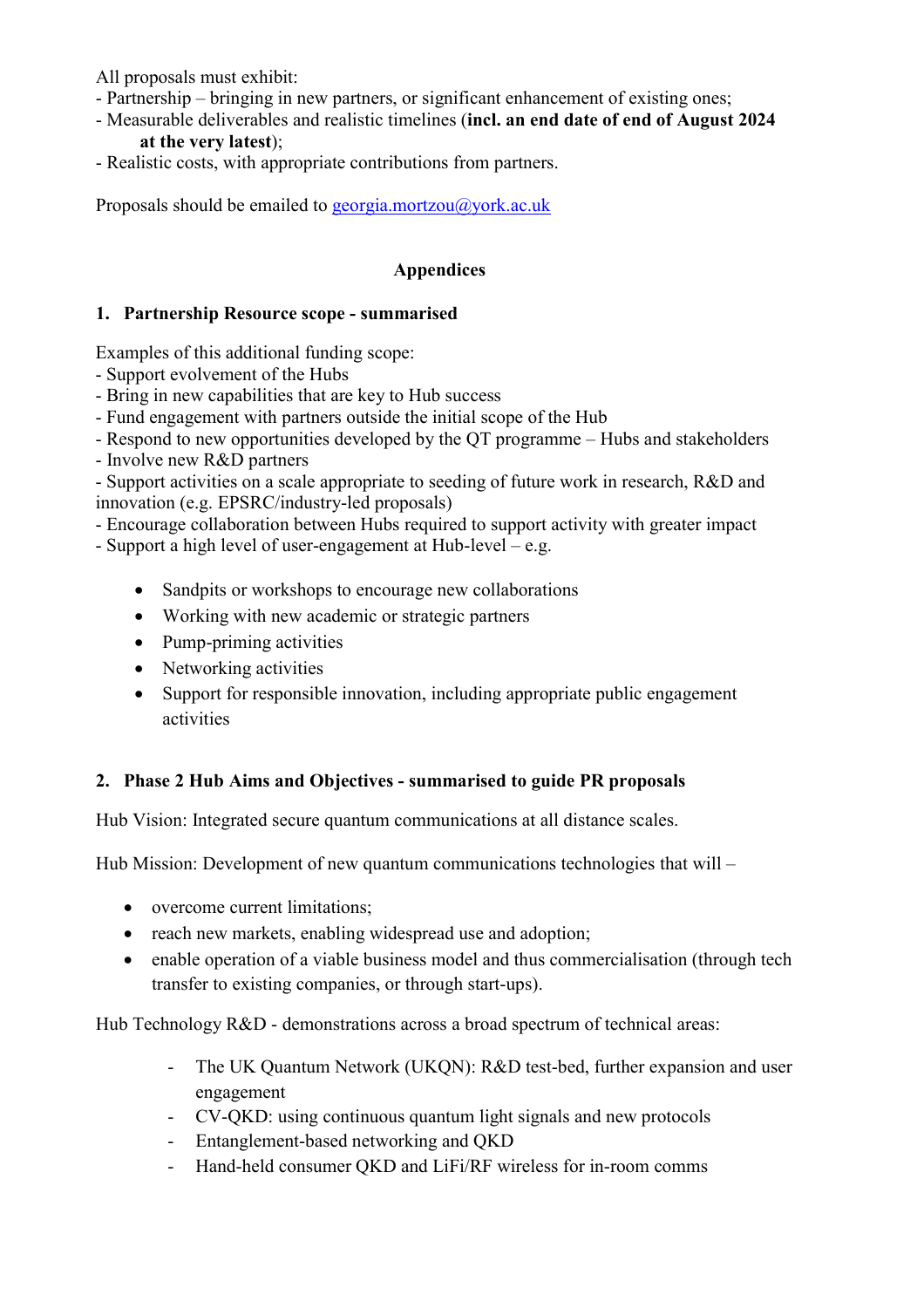All proposals must exhibit:
- Partnership – bringing in new partners, or significant enhancement of existing ones;
- Measurable deliverables and realistic timelines (**incl. an end date of end of August 2024 at the very latest**);
- Realistic costs, with appropriate contributions from partners.

Proposals should be emailed to [georgia.mortzou@york.ac.uk](mailto:georgia.mortzou@york.ac.uk)

## Appendices

### 1. Partnership Resource scope - summarised

Examples of this additional funding scope:
- Support evolvement of the Hubs
- Bring in new capabilities that are key to Hub success
- Fund engagement with partners outside the initial scope of the Hub
- Respond to new opportunities developed by the QT programme – Hubs and stakeholders
- Involve new R&D partners
- Support activities on a scale appropriate to seeding of future work in research, R&D and innovation (e.g. EPSRC/industry-led proposals)
- Encourage collaboration between Hubs required to support activity with greater impact
- Support a high level of user-engagement at Hub-level – e.g.

    - Sandpits or workshops to encourage new collaborations
    - Working with new academic or strategic partners
    - Pump-priming activities
    - Networking activities
    - Support for responsible innovation, including appropriate public engagement activities

### 2. Phase 2 Hub Aims and Objectives - summarised to guide PR proposals

Hub Vision: Integrated secure quantum communications at all distance scales.

Hub Mission: Development of new quantum communications technologies that will –

- overcome current limitations;
- reach new markets, enabling widespread use and adoption;
- enable operation of a viable business model and thus commercialisation (through tech transfer to existing companies, or through start-ups).

Hub Technology R&D - demonstrations across a broad spectrum of technical areas:

- The UK Quantum Network (UKQN): R&D test-bed, further expansion and user engagement
- CV-QKD: using continuous quantum light signals and new protocols
- Entanglement-based networking and QKD
- Hand-held consumer QKD and LiFi/RF wireless for in-room comms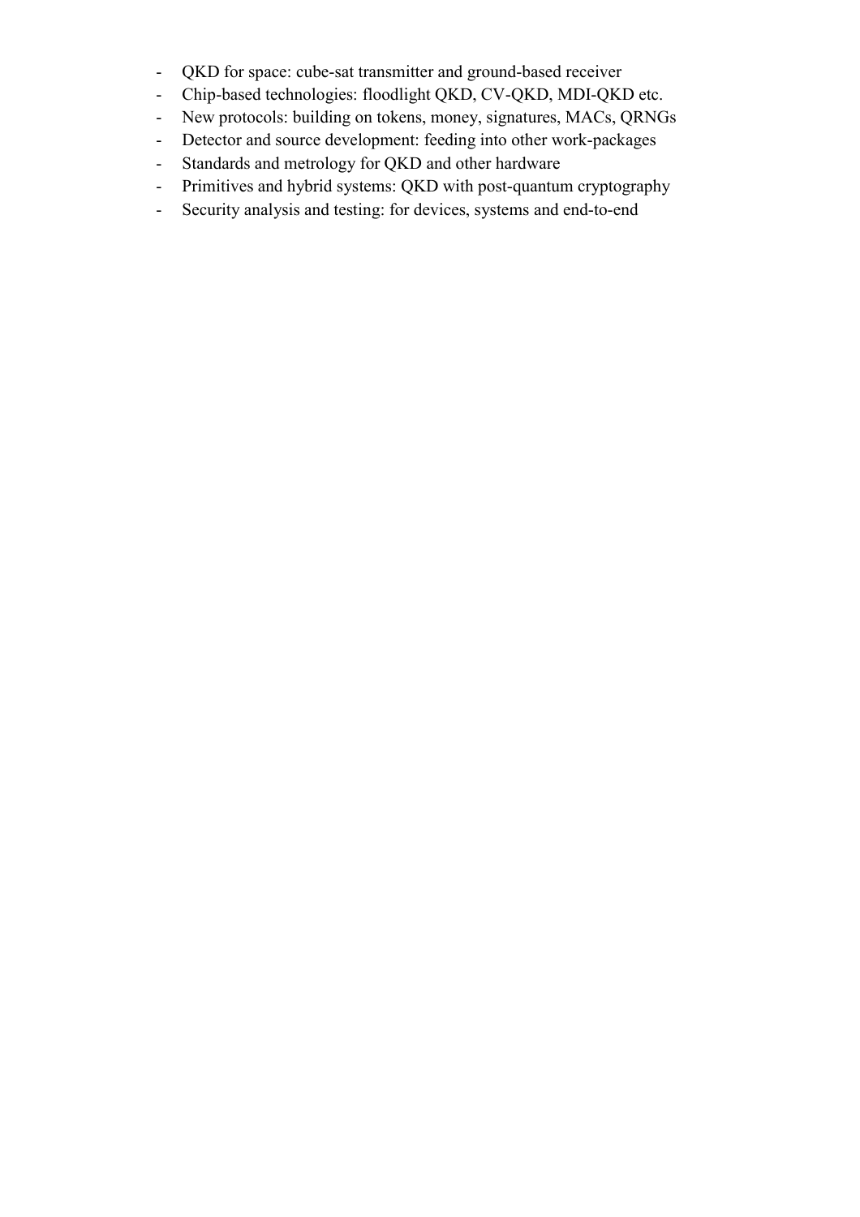- QKD for space: cube-sat transmitter and ground-based receiver
- Chip-based technologies: floodlight QKD, CV-QKD, MDI-QKD etc.
- New protocols: building on tokens, money, signatures, MACs, QRNGs
- Detector and source development: feeding into other work-packages
- Standards and metrology for QKD and other hardware
- Primitives and hybrid systems: QKD with post-quantum cryptography
- Security analysis and testing: for devices, systems and end-to-end